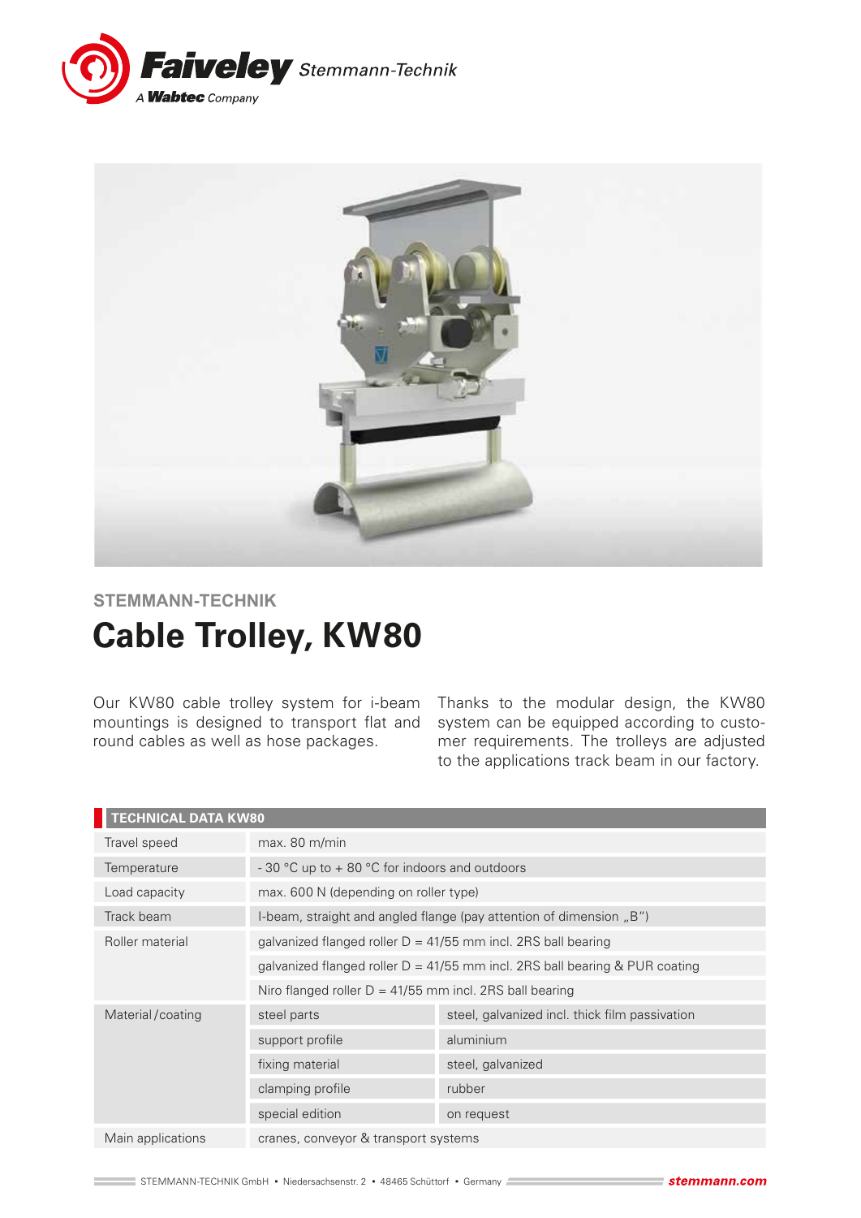Faiveley Stemmann-Technik
A Wabtec Company

STEMMANN-TECHNIK

# Cable Trolley, KW80

Our KW80 cable trolley system for i-beam mountings is designed to transport flat and round cables as well as hose packages.

Thanks to the modular design, the KW80 system can be equipped according to customer requirements. The trolleys are adjusted to the applications track beam in our factory.

| TECHNICAL DATA KW80 | | |
|---|---|---|
| Travel speed | max. 80 m/min | |
| Temperature | - 30 °C up to + 80 °C for indoors and outdoors | |
| Load capacity | max. 600 N (depending on roller type) | |
| Track beam | I-beam, straight and angled flange (pay attention of dimension „B") | |
| Roller material | galvanized flanged roller D = 41/55 mm incl. 2RS ball bearing | |
| | galvanized flanged roller D = 41/55 mm incl. 2RS ball bearing & PUR coating | |
| | Niro flanged roller D = 41/55 mm incl. 2RS ball bearing | |
| Material /coating | steel parts | steel, galvanized incl. thick film passivation |
| | support profile | aluminium |
| | fixing material | steel, galvanized |
| | clamping profile | rubber |
| | special edition | on request |
| Main applications | cranes, conveyor & transport systems | |

STEMMANN-TECHNIK GmbH • Niedersachsenstr. 2 • 48465 Schüttorf • Germany stemmann.com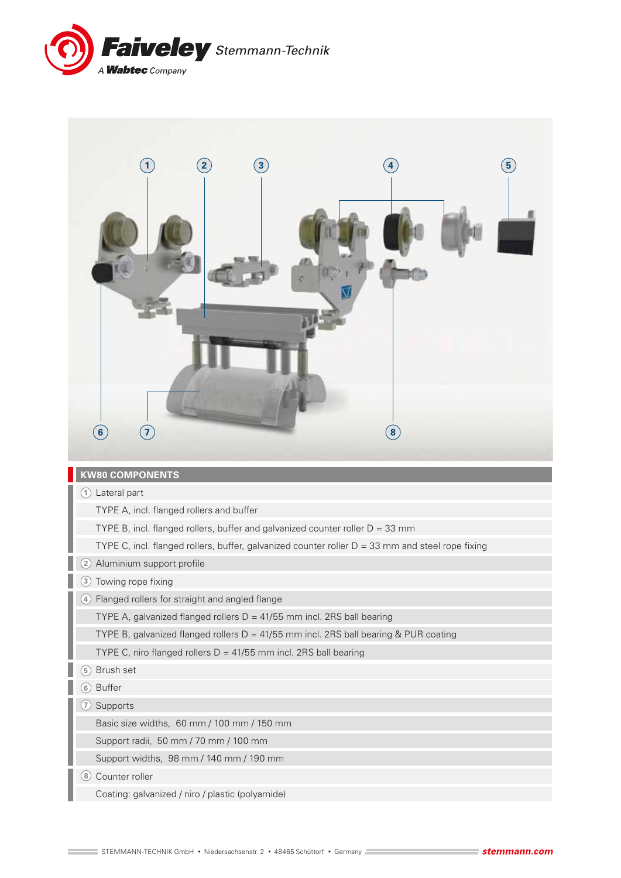## KW80 COMPONENTS

① Lateral part

- TYPE A, incl. flanged rollers and buffer
- TYPE B, incl. flanged rollers, buffer and galvanized counter roller D = 33 mm
- TYPE C, incl. flanged rollers, buffer, galvanized counter roller D = 33 mm and steel rope fixing

② Aluminium support profile

③ Towing rope fixing

④ Flanged rollers for straight and angled flange

- TYPE A, galvanized flanged rollers D = 41/55 mm incl. 2RS ball bearing
- TYPE B, galvanized flanged rollers D = 41/55 mm incl. 2RS ball bearing & PUR coating
- TYPE C, niro flanged rollers D = 41/55 mm incl. 2RS ball bearing

⑤ Brush set

⑥ Buffer

⑦ Supports

- Basic size widths, 60 mm / 100 mm / 150 mm
- Support radii, 50 mm / 70 mm / 100 mm
- Support widths, 98 mm / 140 mm / 190 mm

⑧ Counter roller

- Coating: galvanized / niro / plastic (polyamide)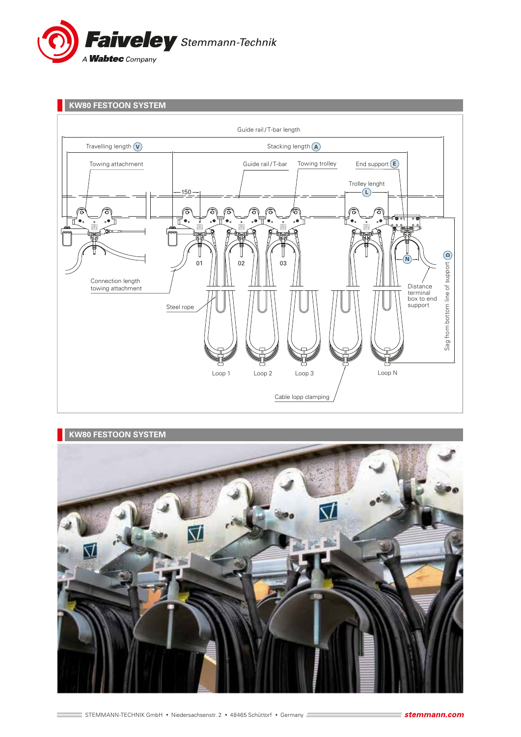## KW80 FESTOON SYSTEM

Guide rail / T-bar length

Travelling length (V)

Stacking length (A)

Towing attachment

Guide rail / T-bar

Towing trolley

End support (E)

Trolley lenght (L)

150

01

02

03

(N)

Connection length towing attachment

Steel rope

Distance terminal box to end support

Sag from bottom line of support (D)

Loop 1

Loop 2

Loop 3

Loop N

Cable lopp clamping

## KW80 FESTOON SYSTEM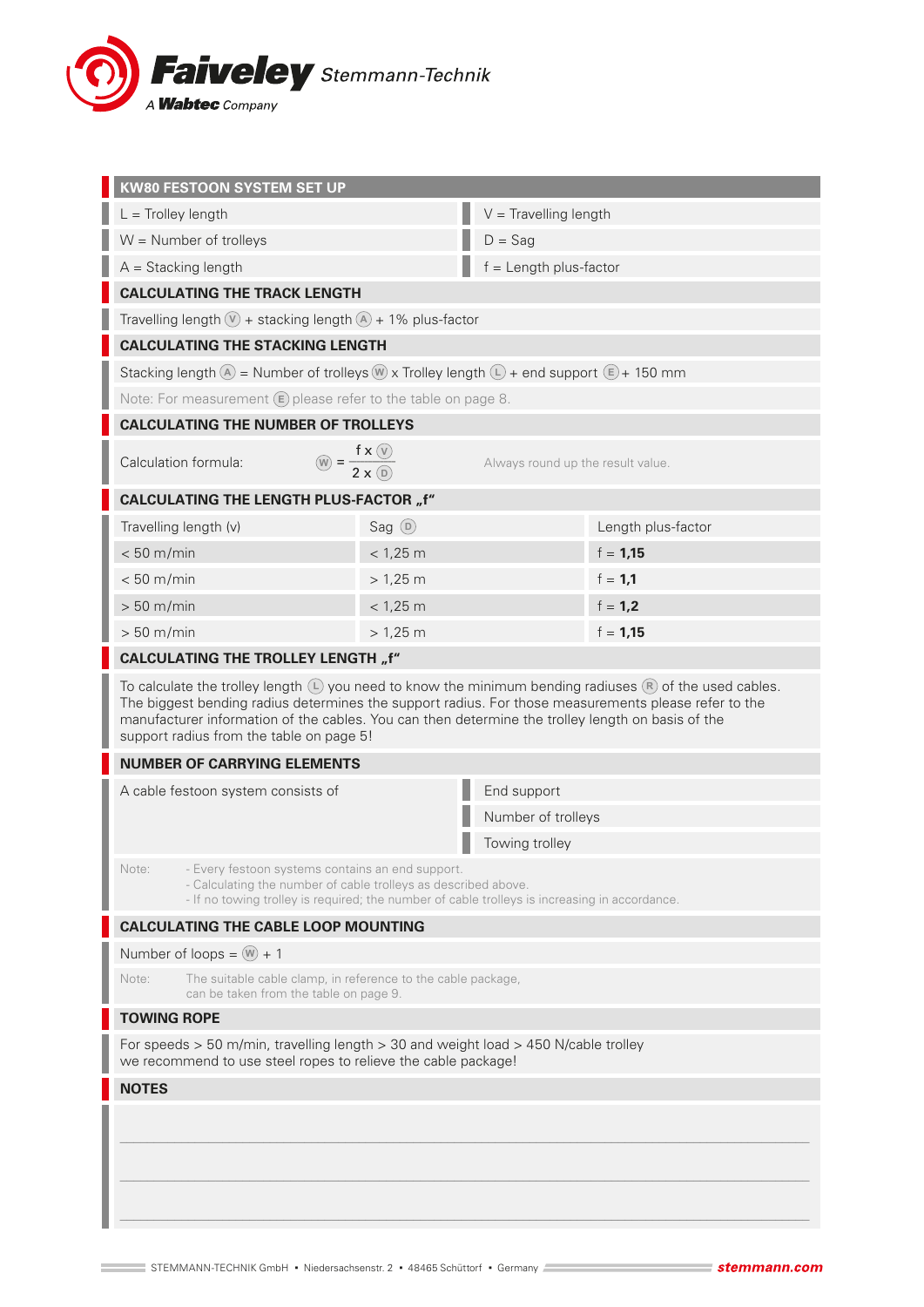## KW80 FESTOON SYSTEM SET UP

| | |
|---|---|
| L = Trolley length | V = Travelling length |
| W = Number of trolleys | D = Sag |
| A = Stacking length | f = Length plus-factor |

### CALCULATING THE TRACK LENGTH

Travelling length (V) + stacking length (A) + 1% plus-factor

### CALCULATING THE STACKING LENGTH

Stacking length (A) = Number of trolleys (W) x Trolley length (L) + end support (E) + 150 mm

Note: For measurement (E) please refer to the table on page 8.

### CALCULATING THE NUMBER OF TROLLEYS

Calculation formula: $W = \frac{f \times V}{2 \times D}$

Always round up the result value.

### CALCULATING THE LENGTH PLUS-FACTOR „f“

| Travelling length (v) | Sag (D) | Length plus-factor |
|---|---|---|
| < 50 m/min | < 1,25 m | f = **1,15** |
| < 50 m/min | > 1,25 m | f = **1,1** |
| > 50 m/min | < 1,25 m | f = **1,2** |
| > 50 m/min | > 1,25 m | f = **1,15** |

### CALCULATING THE TROLLEY LENGTH „f“

To calculate the trolley length (L) you need to know the minimum bending radiuses (R) of the used cables. The biggest bending radius determines the support radius. For those measurements please refer to the manufacturer information of the cables. You can then determine the trolley length on basis of the support radius from the table on page 5!

### NUMBER OF CARRYING ELEMENTS

A cable festoon system consists of

- End support
- Number of trolleys
- Towing trolley

Note:
- Every festoon systems contains an end support.
- Calculating the number of cable trolleys as described above.
- If no towing trolley is required; the number of cable trolleys is increasing in accordance.

### CALCULATING THE CABLE LOOP MOUNTING

Number of loops = (W) + 1

Note: The suitable cable clamp, in reference to the cable package, can be taken from the table on page 9.

### TOWING ROPE

For speeds > 50 m/min, travelling length > 30 and weight load > 450 N/cable trolley we recommend to use steel ropes to relieve the cable package!

### NOTES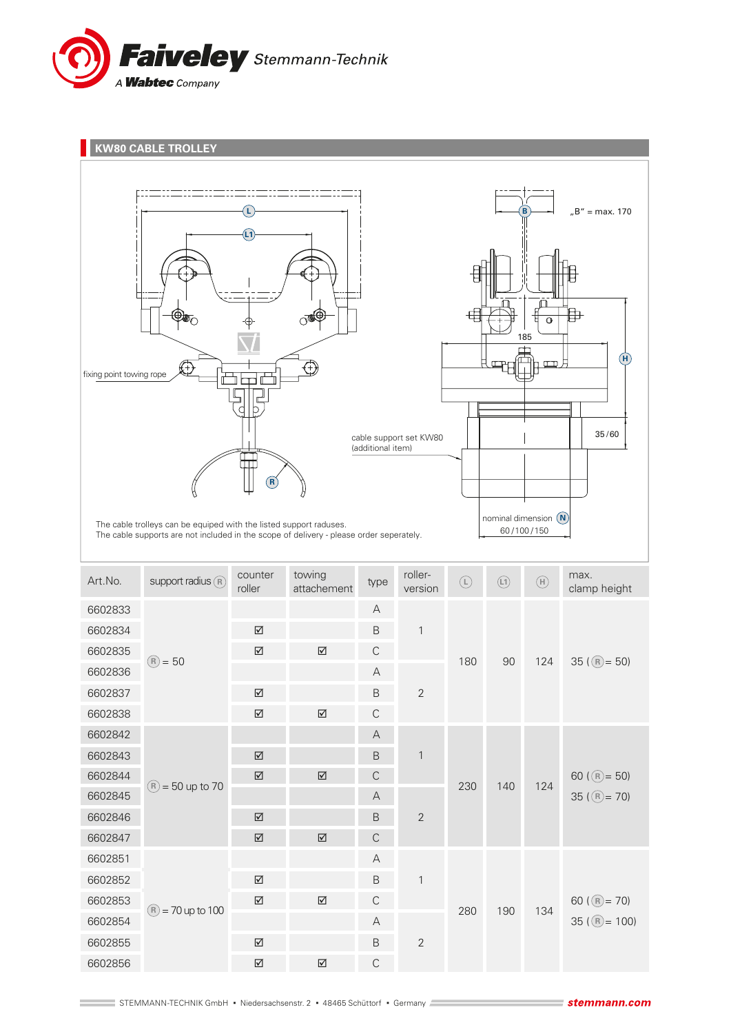## KW80 CABLE TROLLEY

fixing point towing rope

„B" = max. 170

185

35 / 60

cable support set KW80 (additional item)

nominal dimension (N) 60 / 100 / 150

The cable trolleys can be equiped with the listed support raduses.
The cable supports are not included in the scope of delivery - please order seperately.

| Art.No. | support radius (R) | counter roller | towing attachement | type | roller-version | (L) | (L1) | (H) | max. clamp height |
|---|---|---|---|---|---|---|---|---|---|
| 6602833 | (R) = 50 | | | A | 1 | 180 | 90 | 124 | 35 ((R) = 50) |
| 6602834 | | ☑ | | B | | | | | |
| 6602835 | | ☑ | ☑ | C | | | | | |
| 6602836 | | | | A | 2 | | | | |
| 6602837 | | ☑ | | B | | | | | |
| 6602838 | | ☑ | ☑ | C | | | | | |
| 6602842 | (R) = 50 up to 70 | | | A | 1 | 230 | 140 | 124 | 60 ((R) = 50) 35 ((R) = 70) |
| 6602843 | | ☑ | | B | | | | | |
| 6602844 | | ☑ | ☑ | C | | | | | |
| 6602845 | | | | A | 2 | | | | |
| 6602846 | | ☑ | | B | | | | | |
| 6602847 | | ☑ | ☑ | C | | | | | |
| 6602851 | (R) = 70 up to 100 | | | A | 1 | 280 | 190 | 134 | 60 ((R) = 70) 35 ((R) = 100) |
| 6602852 | | ☑ | | B | | | | | |
| 6602853 | | ☑ | ☑ | C | | | | | |
| 6602854 | | | | A | 2 | | | | |
| 6602855 | | ☑ | | B | | | | | |
| 6602856 | | ☑ | ☑ | C | | | | | |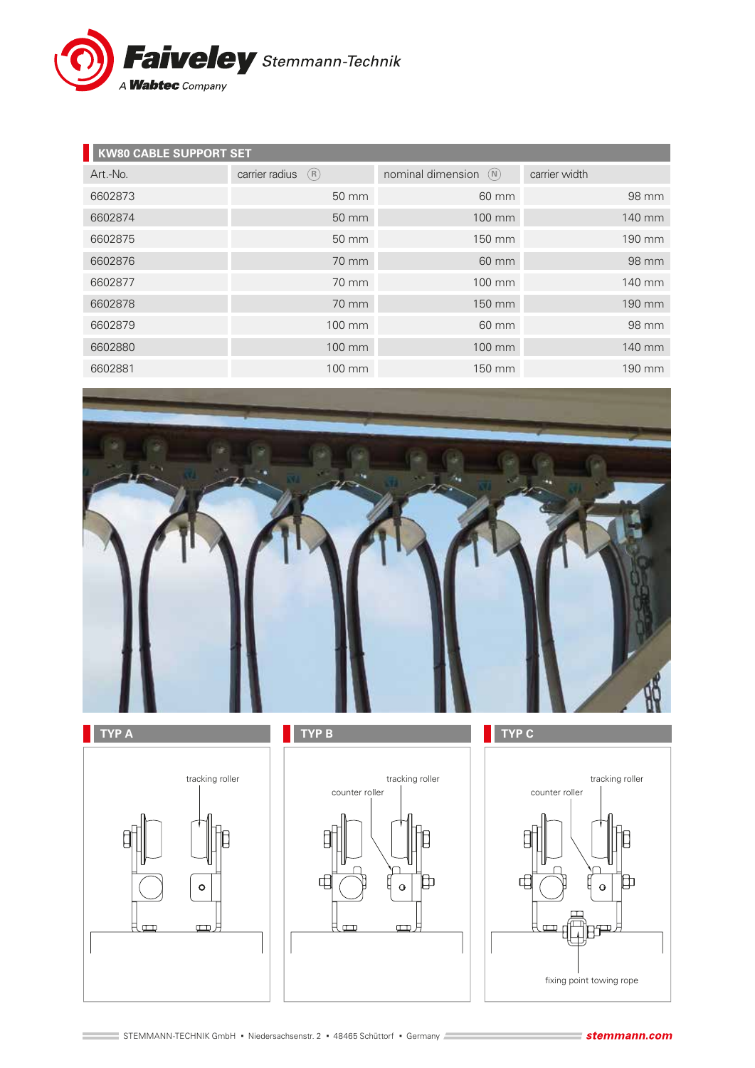## KW80 CABLE SUPPORT SET

| Art.-No. | carrier radius (R) | nominal dimension (N) | carrier width |
|---|---|---|---|
| 6602873 | 50 mm | 60 mm | 98 mm |
| 6602874 | 50 mm | 100 mm | 140 mm |
| 6602875 | 50 mm | 150 mm | 190 mm |
| 6602876 | 70 mm | 60 mm | 98 mm |
| 6602877 | 70 mm | 100 mm | 140 mm |
| 6602878 | 70 mm | 150 mm | 190 mm |
| 6602879 | 100 mm | 60 mm | 98 mm |
| 6602880 | 100 mm | 100 mm | 140 mm |
| 6602881 | 100 mm | 150 mm | 190 mm |

## TYP A

tracking roller

## TYP B

tracking roller

counter roller

## TYP C

tracking roller

counter roller

fixing point towing rope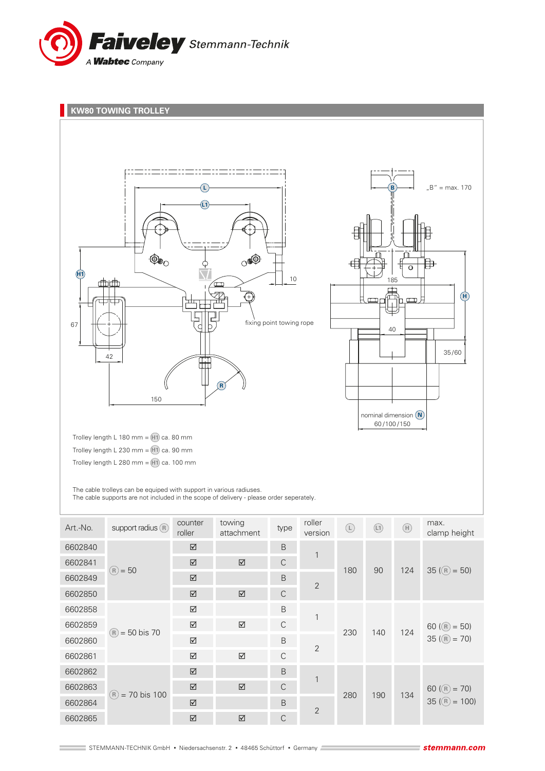## KW80 TOWING TROLLEY

Trolley length L 180 mm = (H1) ca. 80 mm

Trolley length L 230 mm = (H1) ca. 90 mm

Trolley length L 280 mm = (H1) ca. 100 mm

The cable trolleys can be equiped with support in various radiuses.
The cable supports are not included in the scope of delivery - please order seperately.

| Art.-No. | support radius (R) | counter roller | towing attachment | type | roller version | (L) | (L1) | (H) | max. clamp height |
|---|---|---|---|---|---|---|---|---|---|
| 6602840 | (R) = 50 | ☑ | | B | 1 | 180 | 90 | 124 | 35 ((R) = 50) |
| 6602841 | | ☑ | ☑ | C | | | | | |
| 6602849 | | ☑ | | B | 2 | | | | |
| 6602850 | | ☑ | ☑ | C | | | | | |
| 6602858 | (R) = 50 bis 70 | ☑ | | B | 1 | 230 | 140 | 124 | 60 ((R) = 50) 35 ((R) = 70) |
| 6602859 | | ☑ | ☑ | C | | | | | |
| 6602860 | | ☑ | | B | 2 | | | | |
| 6602861 | | ☑ | ☑ | C | | | | | |
| 6602862 | (R) = 70 bis 100 | ☑ | | B | 1 | 280 | 190 | 134 | 60 ((R) = 70) 35 ((R) = 100) |
| 6602863 | | ☑ | ☑ | C | | | | | |
| 6602864 | | ☑ | | B | 2 | | | | |
| 6602865 | | ☑ | ☑ | C | | | | | |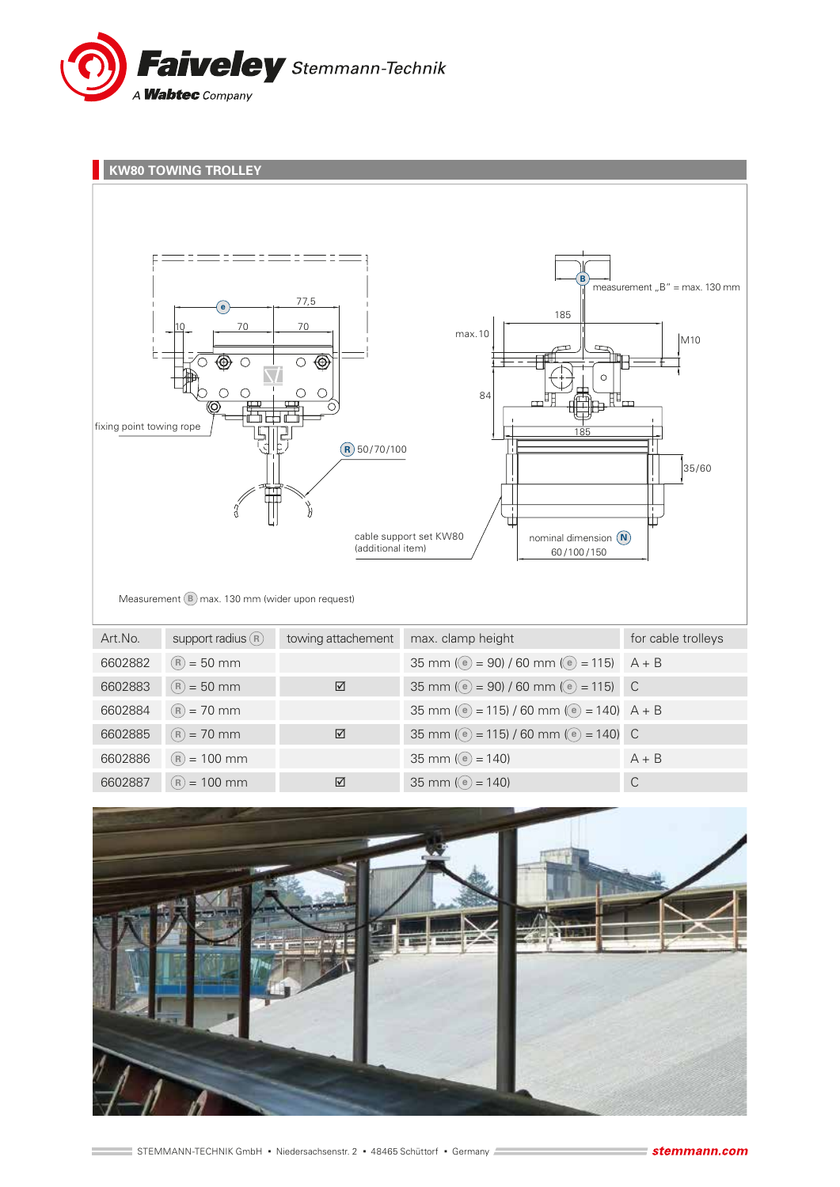## KW80 TOWING TROLLEY

Measurement (B) max. 130 mm (wider upon request)

| Art.No. | support radius (R) | towing attachement | max. clamp height | for cable trolleys |
|---|---|---|---|---|
| 6602882 | (R) = 50 mm | | 35 mm ((e) = 90) / 60 mm ((e) = 115) | A + B |
| 6602883 | (R) = 50 mm | ☑ | 35 mm ((e) = 90) / 60 mm ((e) = 115) | C |
| 6602884 | (R) = 70 mm | | 35 mm ((e) = 115) / 60 mm ((e) = 140) | A + B |
| 6602885 | (R) = 70 mm | ☑ | 35 mm ((e) = 115) / 60 mm ((e) = 140) | C |
| 6602886 | (R) = 100 mm | | 35 mm ((e) = 140) | A + B |
| 6602887 | (R) = 100 mm | ☑ | 35 mm ((e) = 140) | C |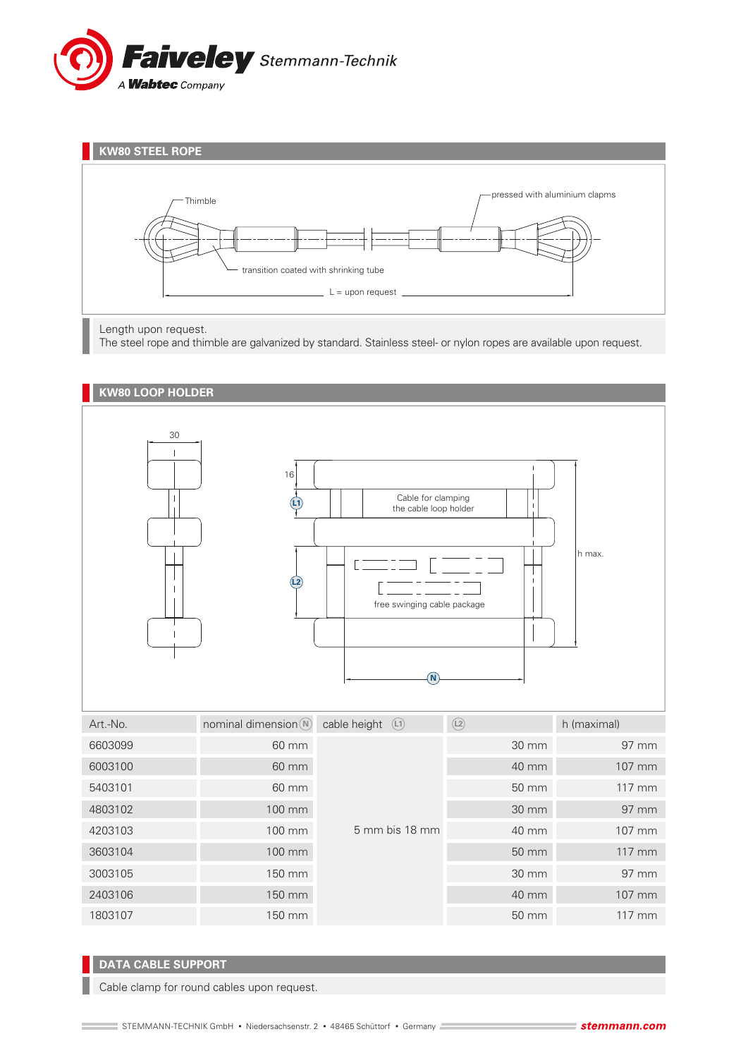## KW80 STEEL ROPE

Thimble

pressed with aluminium clapms

transition coated with shrinking tube

L = upon request

Length upon request.
The steel rope and thimble are galvanized by standard. Stainless steel- or nylon ropes are available upon request.

## KW80 LOOP HOLDER

30

16

L1

L2

Cable for clamping the cable loop holder

free swinging cable package

h max.

N

| Art.-No. | nominal dimension (N) | cable height (L1) | (L2) | h (maximal) |
|---|---|---|---|---|
| 6603099 | 60 mm | 5 mm bis 18 mm | 30 mm | 97 mm |
| 6003100 | 60 mm | | 40 mm | 107 mm |
| 5403101 | 60 mm | | 50 mm | 117 mm |
| 4803102 | 100 mm | | 30 mm | 97 mm |
| 4203103 | 100 mm | | 40 mm | 107 mm |
| 3603104 | 100 mm | | 50 mm | 117 mm |
| 3003105 | 150 mm | | 30 mm | 97 mm |
| 2403106 | 150 mm | | 40 mm | 107 mm |
| 1803107 | 150 mm | | 50 mm | 117 mm |

## DATA CABLE SUPPORT

Cable clamp for round cables upon request.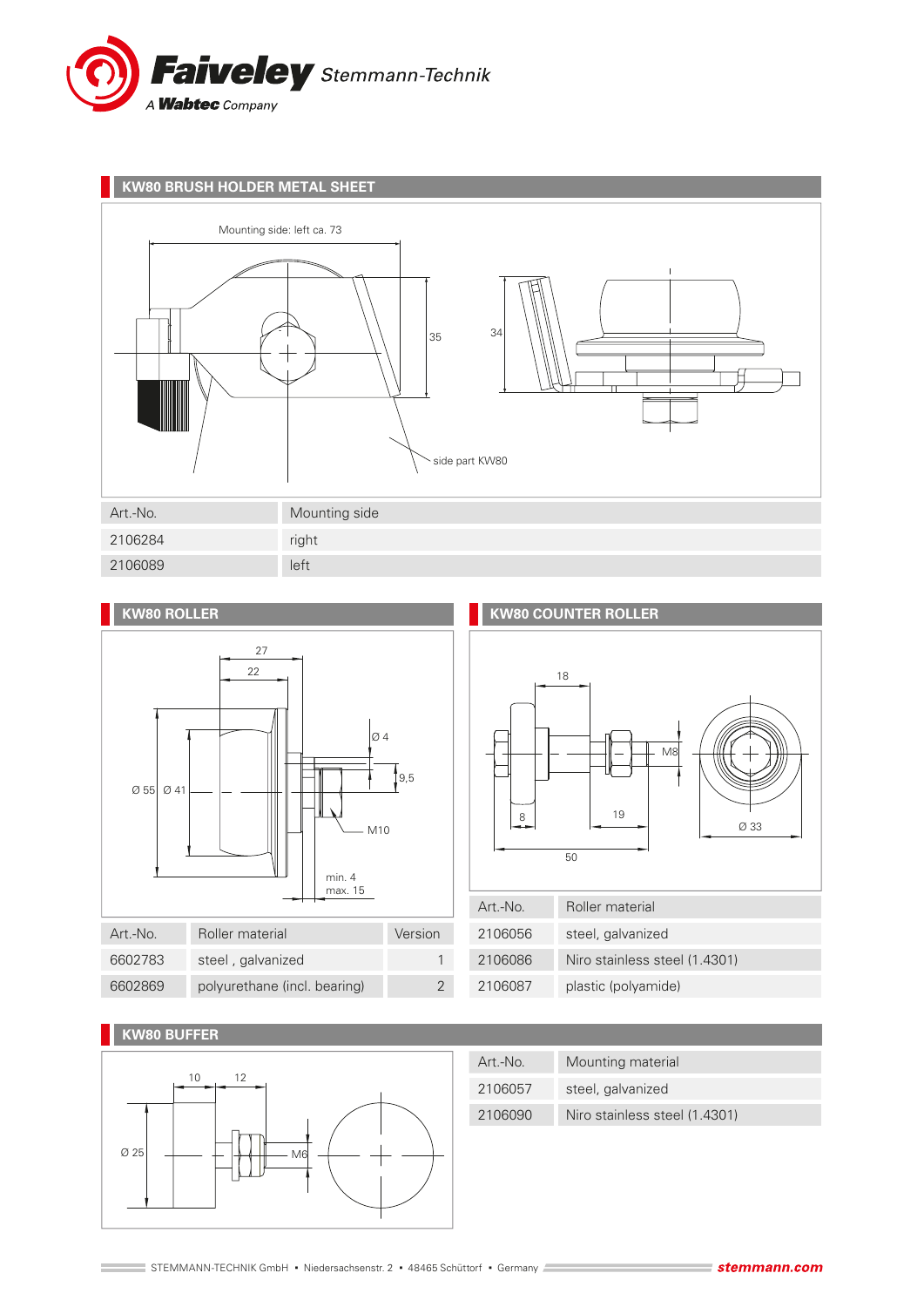## KW80 BRUSH HOLDER METAL SHEET

Mounting side: left ca. 73

35

34

side part KW80

| Art.-No. | Mounting side |
|---|---|
| 2106284 | right |
| 2106089 | left |

## KW80 ROLLER

27

22

Ø 4

9,5

Ø 55

Ø 41

M10

min. 4
max. 15

| Art.-No. | Roller material | Version |
|---|---|---|
| 6602783 | steel , galvanized | 1 |
| 6602869 | polyurethane (incl. bearing) | 2 |

## KW80 COUNTER ROLLER

18

M8

8

19

Ø 33

50

| Art.-No. | Roller material |
|---|---|
| 2106056 | steel, galvanized |
| 2106086 | Niro stainless steel (1.4301) |
| 2106087 | plastic (polyamide) |

## KW80 BUFFER

10

12

Ø 25

M6

| Art.-No. | Mounting material |
|---|---|
| 2106057 | steel, galvanized |
| 2106090 | Niro stainless steel (1.4301) |